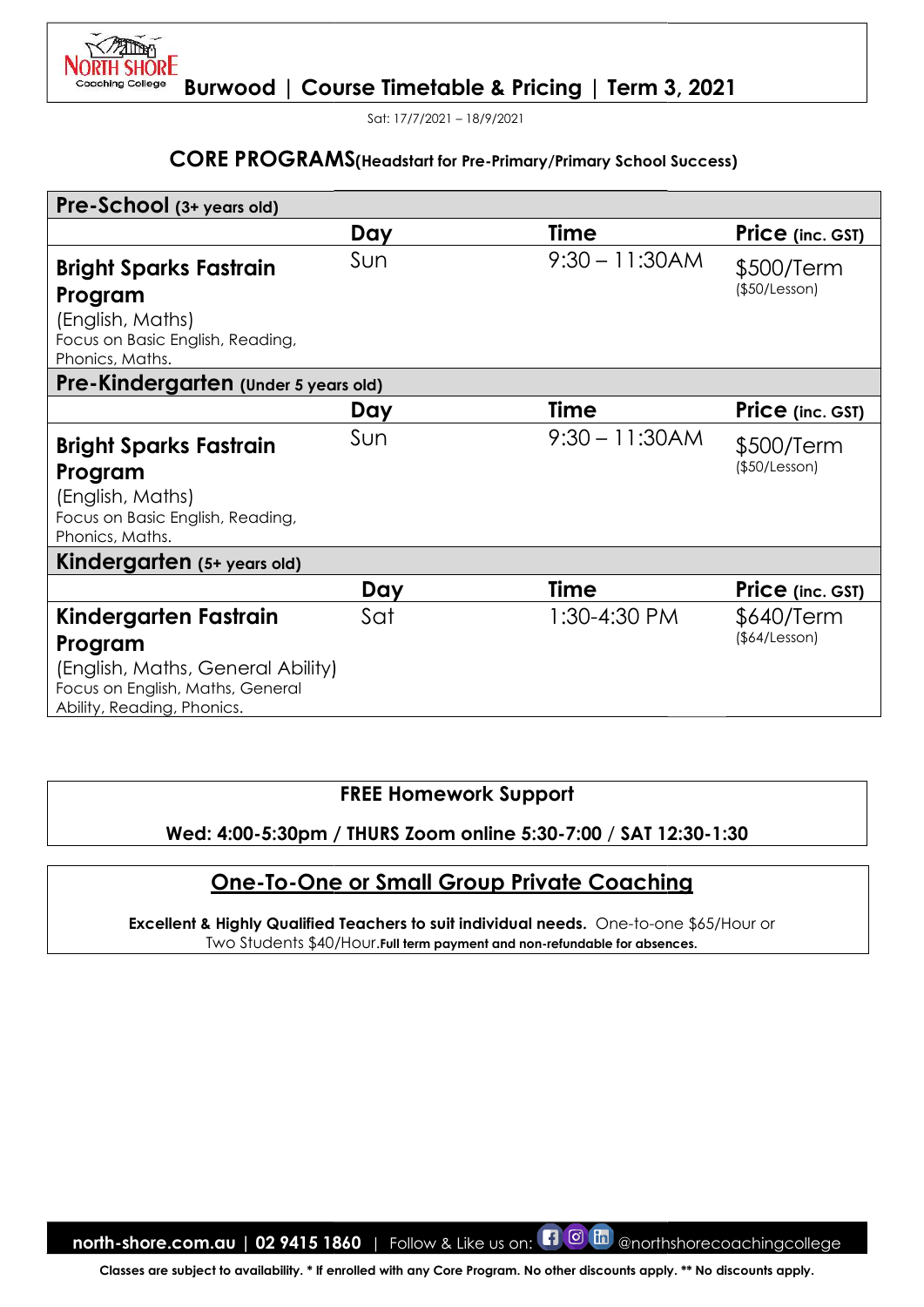# Burwood | Course Timetable & Pricing | Term 3, 2021

Sat: 17/7/2021 – 18/9/2021

## CORE PROGRAMS(Headstart for Pre-Primary/Primary School Success)

| **Pre-School** (3+ years old) | | | |
|---|---|---|---|
| | **Day** | **Time** | **Price** (inc. GST) |
| **Bright Sparks Fastrain Program** (English, Maths) Focus on Basic English, Reading, Phonics, Maths. | Sun | 9:30 – 11:30AM | $500/Term ($50/Lesson) |
| **Pre-Kindergarten** (Under 5 years old) | | | |
| | **Day** | **Time** | **Price** (inc. GST) |
| **Bright Sparks Fastrain Program** (English, Maths) Focus on Basic English, Reading, Phonics, Maths. | Sun | 9:30 – 11:30AM | $500/Term ($50/Lesson) |
| **Kindergarten** (5+ years old) | | | |
| | **Day** | **Time** | **Price** (inc. GST) |
| **Kindergarten Fastrain Program** (English, Maths, General Ability) Focus on English, Maths, General Ability, Reading, Phonics. | Sat | 1:30-4:30 PM | $640/Term ($64/Lesson) |

**FREE Homework Support**

**Wed: 4:00-5:30pm / THURS Zoom online 5:30-7:00 / SAT 12:30-1:30**

## One-To-One or Small Group Private Coaching

**Excellent & Highly Qualified Teachers to suit individual needs.** One-to-one $65/Hour or Two Students $40/Hour.**Full term payment and non-refundable for absences.**

**north-shore.com.au | 02 9415 1860** | Follow & Like us on: @northshorecoachingcollege

**Classes are subject to availability. * If enrolled with any Core Program. No other discounts apply. ** No discounts apply.**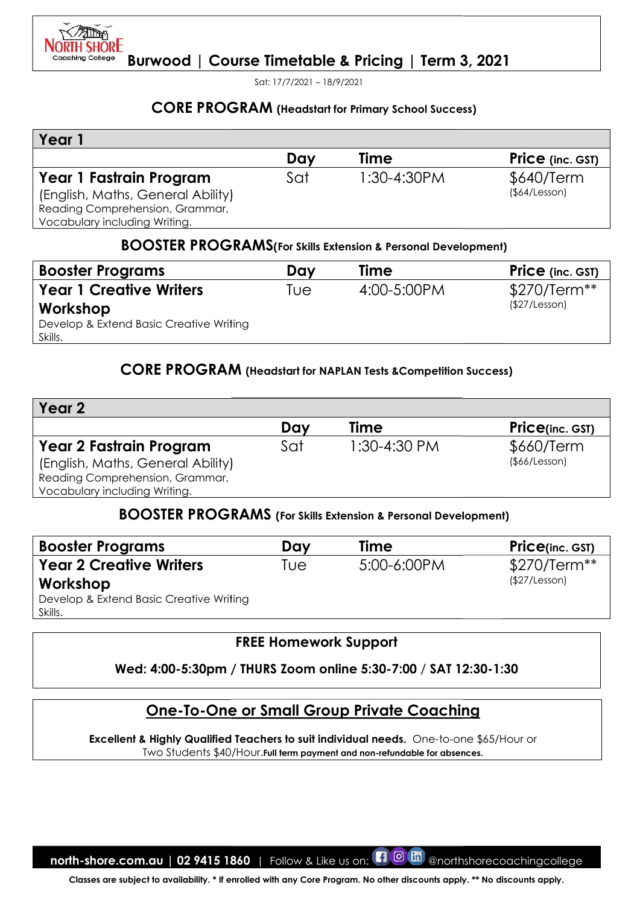# Burwood | Course Timetable & Pricing | Term 3, 2021

Sat: 17/7/2021 – 18/9/2021

## CORE PROGRAM (Headstart for Primary School Success)

| Year 1 | Day | Time | Price (inc. GST) |
|---|---|---|---|
| **Year 1 Fastrain Program** (English, Maths, General Ability) Reading Comprehension, Grammar, Vocabulary including Writing. | Sat | 1:30-4:30PM | $640/Term ($64/Lesson) |

## BOOSTER PROGRAMS(For Skills Extension & Personal Development)

| Booster Programs | Day | Time | Price (inc. GST) |
|---|---|---|---|
| **Year 1 Creative Writers Workshop** Develop & Extend Basic Creative Writing Skills. | Tue | 4:00-5:00PM | $270/Term** ($27/Lesson) |

## CORE PROGRAM (Headstart for NAPLAN Tests &Competition Success)

| Year 2 | Day | Time | Price(inc. GST) |
|---|---|---|---|
| **Year 2 Fastrain Program** (English, Maths, General Ability) Reading Comprehension, Grammar, Vocabulary including Writing. | Sat | 1:30-4:30 PM | $660/Term ($66/Lesson) |

## BOOSTER PROGRAMS (For Skills Extension & Personal Development)

| Booster Programs | Day | Time | Price(inc. GST) |
|---|---|---|---|
| **Year 2 Creative Writers Workshop** Develop & Extend Basic Creative Writing Skills. | Tue | 5:00-6:00PM | $270/Term** ($27/Lesson) |

**FREE Homework Support**

**Wed: 4:00-5:30pm / THURS Zoom online 5:30-7:00 / SAT 12:30-1:30**

## One-To-One or Small Group Private Coaching

**Excellent & Highly Qualified Teachers to suit individual needs.** One-to-one $65/Hour or Two Students $40/Hour.**Full term payment and non-refundable for absences.**

**north-shore.com.au | 02 9415 1860** | Follow & Like us on: @northshorecoachingcollege

**Classes are subject to availability. * If enrolled with any Core Program. No other discounts apply. ** No discounts apply.**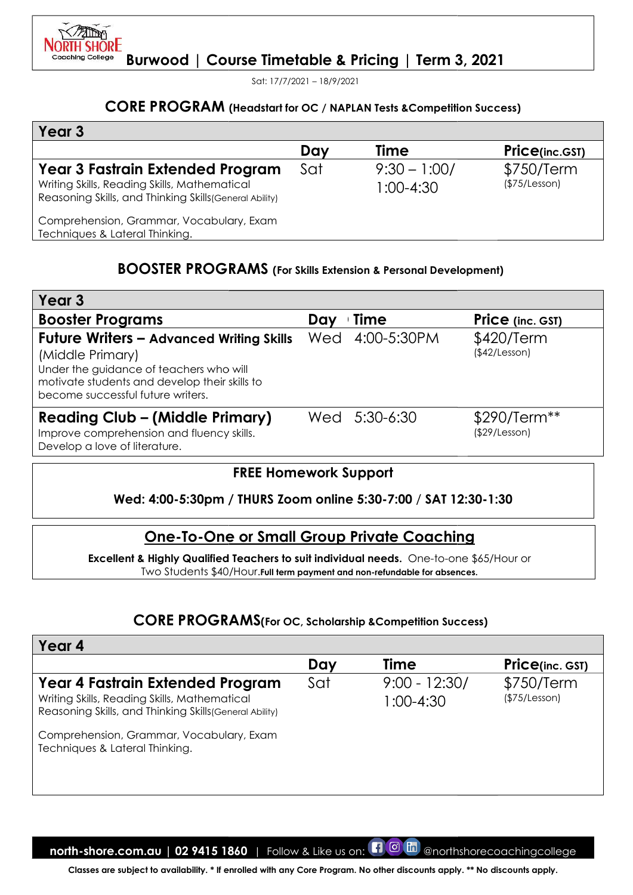# Burwood | Course Timetable & Pricing | Term 3, 2021

Sat: 17/7/2021 – 18/9/2021

## CORE PROGRAM (Headstart for OC / NAPLAN Tests &Competition Success)

| Year 3 | | | |
|---|---|---|---|
| | **Day** | **Time** | **Price(inc.GST)** |
| **Year 3 Fastrain Extended Program**<br>Writing Skills, Reading Skills, Mathematical Reasoning Skills, and Thinking Skills(General Ability)<br>Comprehension, Grammar, Vocabulary, Exam Techniques & Lateral Thinking. | Sat | 9:30 – 1:00/<br>1:00-4:30 | $750/Term<br>($75/Lesson) |

## BOOSTER PROGRAMS (For Skills Extension & Personal Development)

| Year 3 | | | |
|---|---|---|---|
| **Booster Programs** | **Day** | **Time** | **Price (inc. GST)** |
| **Future Writers – Advanced Writing Skills** (Middle Primary)<br>Under the guidance of teachers who will motivate students and develop their skills to become successful future writers. | Wed | 4:00-5:30PM | $420/Term<br>($42/Lesson) |
| **Reading Club – (Middle Primary)**<br>Improve comprehension and fluency skills. Develop a love of literature. | Wed | 5:30-6:30 | $290/Term**<br>($29/Lesson) |

**FREE Homework Support**

**Wed: 4:00-5:30pm / THURS Zoom online 5:30-7:00 / SAT 12:30-1:30**

## One-To-One or Small Group Private Coaching

**Excellent & Highly Qualified Teachers to suit individual needs.** One-to-one $65/Hour or Two Students $40/Hour.**Full term payment and non-refundable for absences.**

## CORE PROGRAMS(For OC, Scholarship &Competition Success)

| Year 4 | | | |
|---|---|---|---|
| | **Day** | **Time** | **Price(inc. GST)** |
| **Year 4 Fastrain Extended Program**<br>Writing Skills, Reading Skills, Mathematical Reasoning Skills, and Thinking Skills(General Ability)<br>Comprehension, Grammar, Vocabulary, Exam Techniques & Lateral Thinking. | Sat | 9:00 - 12:30/<br>1:00-4:30 | $750/Term<br>($75/Lesson) |

**north-shore.com.au | 02 9415 1860** | Follow & Like us on: @northshorecoachingcollege

**Classes are subject to availability. * If enrolled with any Core Program. No other discounts apply. ** No discounts apply.**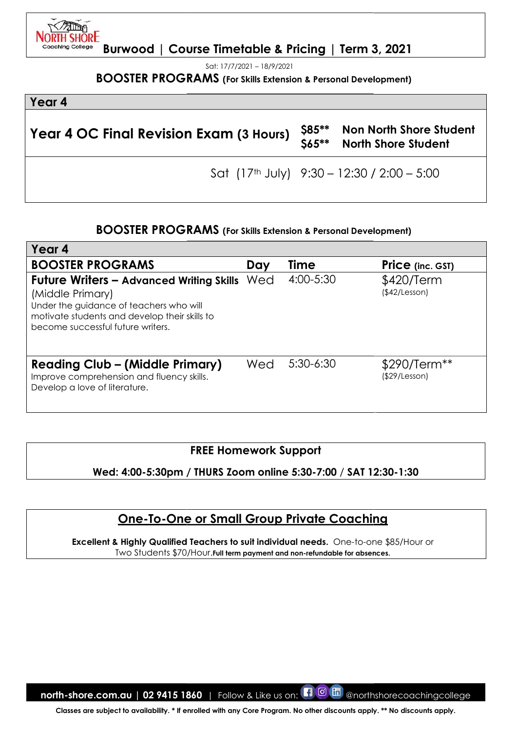# Burwood | Course Timetable & Pricing | Term 3, 2021

Sat: 17/7/2021 – 18/9/2021

## BOOSTER PROGRAMS (For Skills Extension & Personal Development)

| Year 4 | | |
|---|---|---|
| **Year 4 OC Final Revision Exam (3 Hours)** | $85** / $65** | Non North Shore Student / North Shore Student |
| | Sat (17th July) 9:30 – 12:30 / 2:00 – 5:00 | |

## BOOSTER PROGRAMS (For Skills Extension & Personal Development)

| Year 4 | | | |
|---|---|---|---|
| **BOOSTER PROGRAMS** | **Day** | **Time** | **Price (inc. GST)** |
| **Future Writers – Advanced Writing Skills** (Middle Primary) Under the guidance of teachers who will motivate students and develop their skills to become successful future writers. | Wed | 4:00-5:30 | $420/Term ($42/Lesson) |
| **Reading Club – (Middle Primary)** Improve comprehension and fluency skills. Develop a love of literature. | Wed | 5:30-6:30 | $290/Term** ($29/Lesson) |

**FREE Homework Support**

**Wed: 4:00-5:30pm / THURS Zoom online 5:30-7:00 / SAT 12:30-1:30**

## One-To-One or Small Group Private Coaching

**Excellent & Highly Qualified Teachers to suit individual needs.** One-to-one $85/Hour or Two Students $70/Hour.**Full term payment and non-refundable for absences.**

**north-shore.com.au | 02 9415 1860** | Follow & Like us on: @northshorecoachingcollege

**Classes are subject to availability. * If enrolled with any Core Program. No other discounts apply. ** No discounts apply.**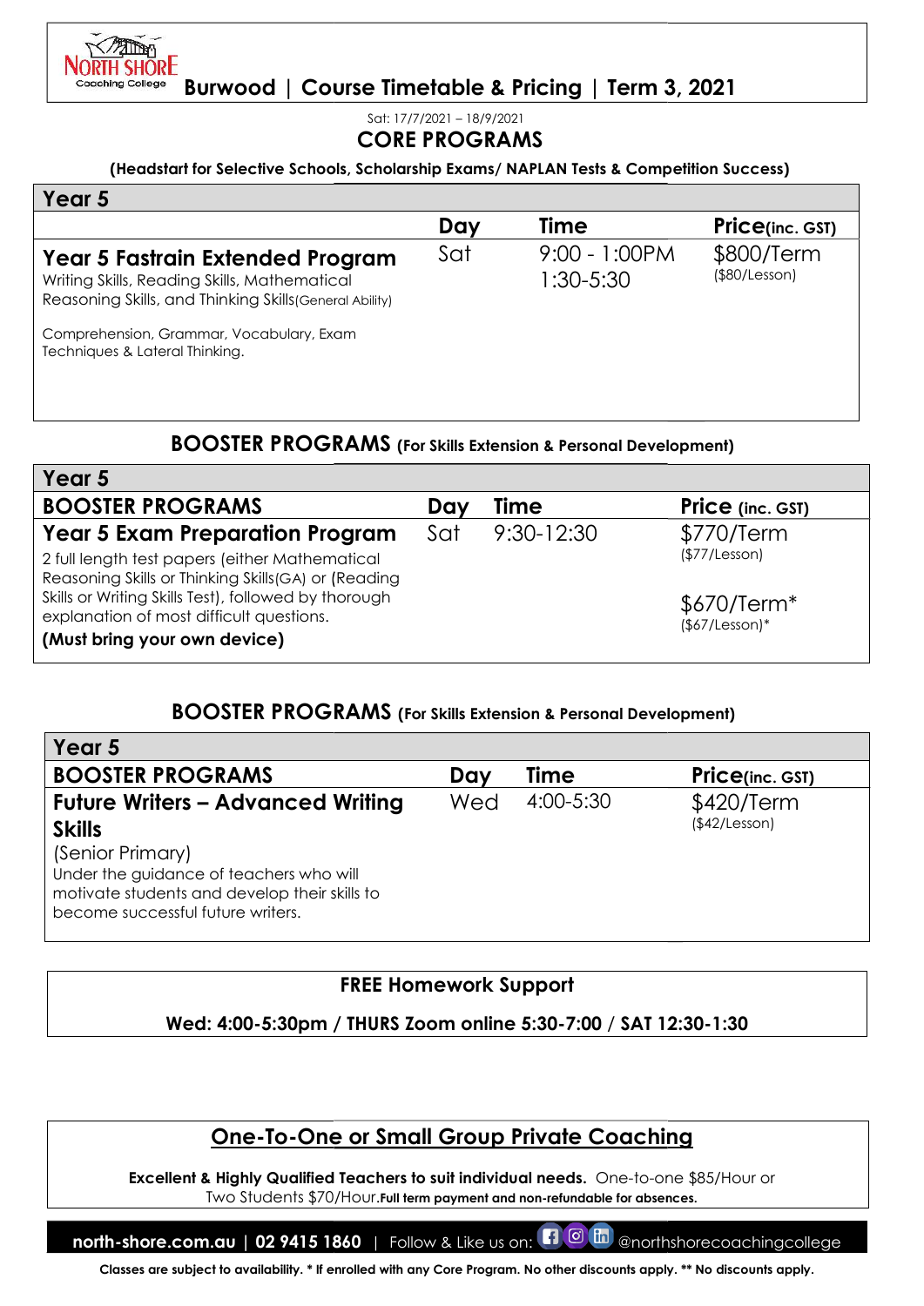# Burwood | Course Timetable & Pricing | Term 3, 2021

Sat: 17/7/2021 – 18/9/2021

## CORE PROGRAMS

**(Headstart for Selective Schools, Scholarship Exams/ NAPLAN Tests & Competition Success)**

| Year 5 | Day | Time | Price(inc. GST) |
|---|---|---|---|
| **Year 5 Fastrain Extended Program**<br>Writing Skills, Reading Skills, Mathematical Reasoning Skills, and Thinking Skills(General Ability)<br>Comprehension, Grammar, Vocabulary, Exam Techniques & Lateral Thinking. | Sat | 9:00 - 1:00PM<br>1:30-5:30 | $800/Term<br>($80/Lesson) |

## BOOSTER PROGRAMS (For Skills Extension & Personal Development)

| Year 5<br>BOOSTER PROGRAMS | Day | Time | Price (inc. GST) |
|---|---|---|---|
| **Year 5 Exam Preparation Program**<br>2 full length test papers (either Mathematical Reasoning Skills or Thinking Skills(GA) or (Reading Skills or Writing Skills Test), followed by thorough explanation of most difficult questions.<br>**(Must bring your own device)** | Sat | 9:30-12:30 | $770/Term<br>($77/Lesson)<br>$670/Term*<br>($67/Lesson)* |

## BOOSTER PROGRAMS (For Skills Extension & Personal Development)

| Year 5<br>BOOSTER PROGRAMS | Day | Time | Price(inc. GST) |
|---|---|---|---|
| **Future Writers – Advanced Writing Skills**<br>(Senior Primary)<br>Under the guidance of teachers who will motivate students and develop their skills to become successful future writers. | Wed | 4:00-5:30 | $420/Term<br>($42/Lesson) |

**FREE Homework Support**

**Wed: 4:00-5:30pm / THURS Zoom online 5:30-7:00 / SAT 12:30-1:30**

## One-To-One or Small Group Private Coaching

**Excellent & Highly Qualified Teachers to suit individual needs.** One-to-one $85/Hour or Two Students $70/Hour.**Full term payment and non-refundable for absences.**

**north-shore.com.au | 02 9415 1860** | Follow & Like us on: @northshorecoachingcollege

**Classes are subject to availability. * If enrolled with any Core Program. No other discounts apply. ** No discounts apply.**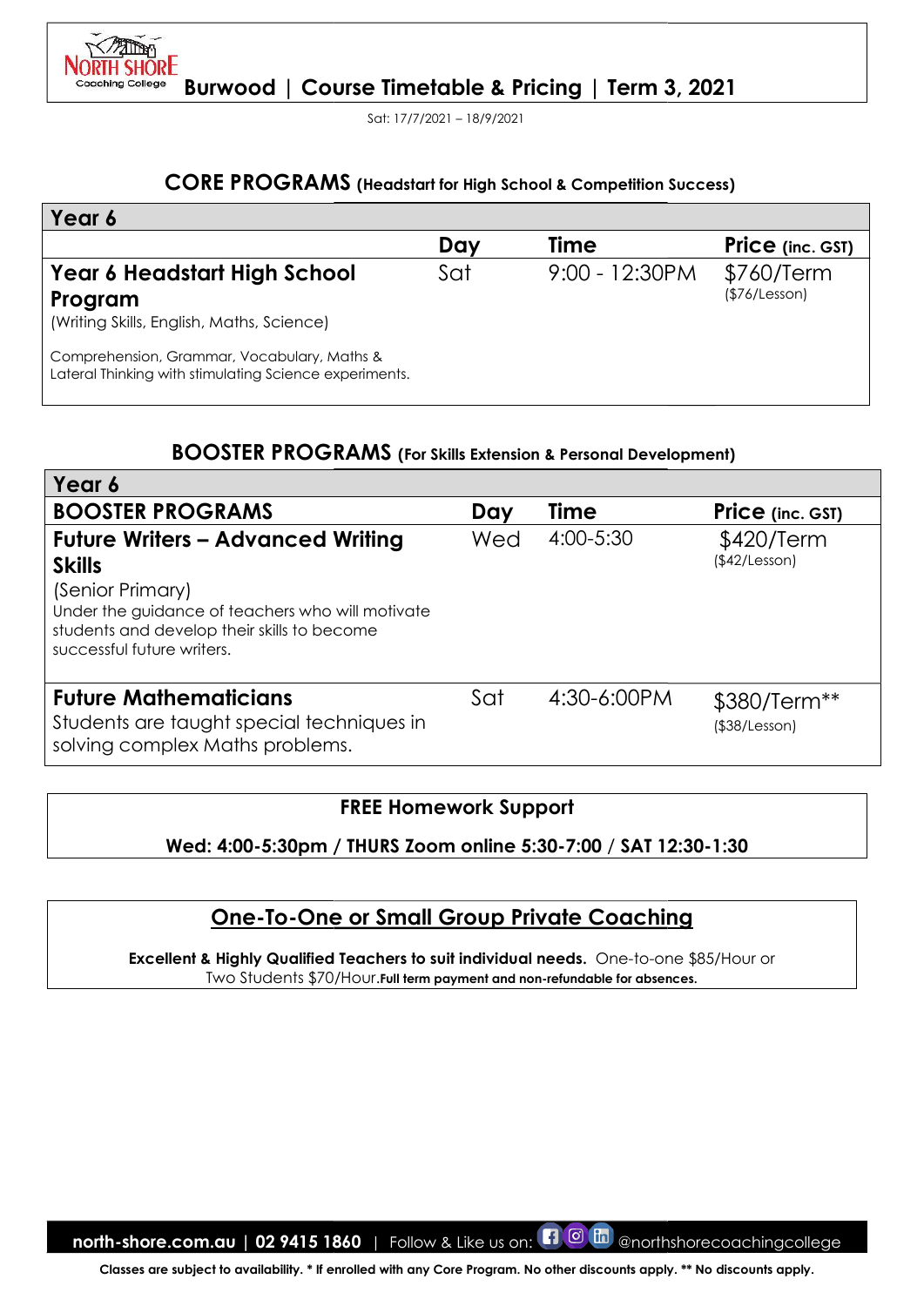# NORTH SHORE Coaching College Burwood | Course Timetable & Pricing | Term 3, 2021

Sat: 17/7/2021 – 18/9/2021

## CORE PROGRAMS (Headstart for High School & Competition Success)

| Year 6 | | | |
|---|---|---|---|
| | **Day** | **Time** | **Price (inc. GST)** |
| **Year 6 Headstart High School Program**<br>(Writing Skills, English, Maths, Science)<br>Comprehension, Grammar, Vocabulary, Maths & Lateral Thinking with stimulating Science experiments. | Sat | 9:00 - 12:30PM | $760/Term<br>($76/Lesson) |

## BOOSTER PROGRAMS (For Skills Extension & Personal Development)

| Year 6 | | | |
|---|---|---|---|
| **BOOSTER PROGRAMS** | **Day** | **Time** | **Price (inc. GST)** |
| **Future Writers – Advanced Writing Skills**<br>(Senior Primary)<br>Under the guidance of teachers who will motivate students and develop their skills to become successful future writers. | Wed | 4:00-5:30 | $420/Term<br>($42/Lesson) |
| **Future Mathematicians**<br>Students are taught special techniques in solving complex Maths problems. | Sat | 4:30-6:00PM | $380/Term**<br>($38/Lesson) |

**FREE Homework Support**

**Wed: 4:00-5:30pm / THURS Zoom online 5:30-7:00 / SAT 12:30-1:30**

## One-To-One or Small Group Private Coaching

**Excellent & Highly Qualified Teachers to suit individual needs.** One-to-one $85/Hour or Two Students $70/Hour.**Full term payment and non-refundable for absences.**

**north-shore.com.au | 02 9415 1860** | Follow & Like us on: @northshorecoachingcollege

**Classes are subject to availability. * If enrolled with any Core Program. No other discounts apply. ** No discounts apply.**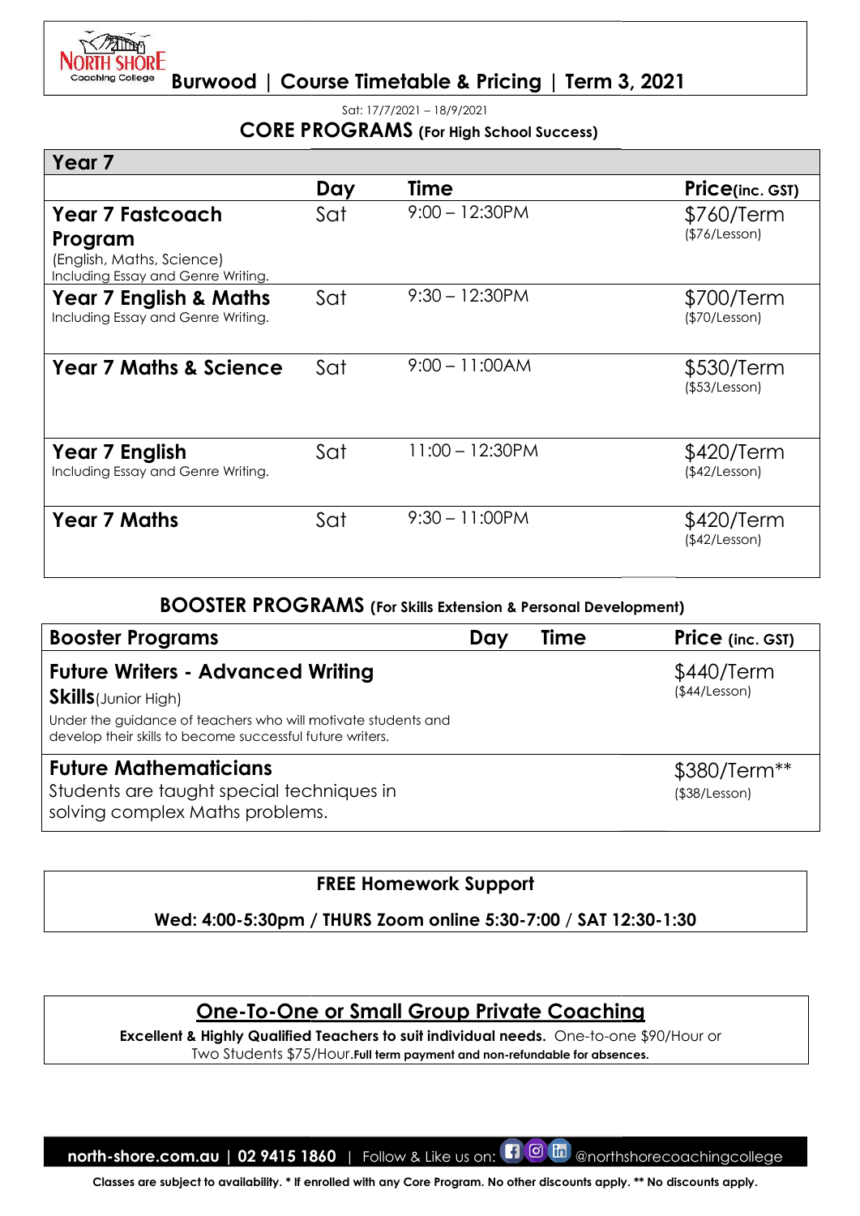# North Shore Coaching College

## Burwood | Course Timetable & Pricing | Term 3, 2021

Sat: 17/7/2021 – 18/9/2021

## CORE PROGRAMS (For High School Success)

| Year 7 | Day | Time | Price(inc. GST) |
|---|---|---|---|
| **Year 7 Fastcoach Program** (English, Maths, Science) Including Essay and Genre Writing. | Sat | 9:00 – 12:30PM | $760/Term ($76/Lesson) |
| **Year 7 English & Maths** Including Essay and Genre Writing. | Sat | 9:30 – 12:30PM | $700/Term ($70/Lesson) |
| **Year 7 Maths & Science** | Sat | 9:00 – 11:00AM | $530/Term ($53/Lesson) |
| **Year 7 English** Including Essay and Genre Writing. | Sat | 11:00 – 12:30PM | $420/Term ($42/Lesson) |
| **Year 7 Maths** | Sat | 9:30 – 11:00PM | $420/Term ($42/Lesson) |

## BOOSTER PROGRAMS (For Skills Extension & Personal Development)

| Booster Programs | Day | Time | Price (inc. GST) |
|---|---|---|---|
| **Future Writers - Advanced Writing Skills**(Junior High) Under the guidance of teachers who will motivate students and develop their skills to become successful future writers. | | | $440/Term ($44/Lesson) |
| **Future Mathematicians** Students are taught special techniques in solving complex Maths problems. | | | $380/Term** ($38/Lesson) |

**FREE Homework Support**

**Wed: 4:00-5:30pm / THURS Zoom online 5:30-7:00 / SAT 12:30-1:30**

**One-To-One or Small Group Private Coaching**

**Excellent & Highly Qualified Teachers to suit individual needs.** One-to-one $90/Hour or Two Students $75/Hour.**Full term payment and non-refundable for absences.**

**north-shore.com.au | 02 9415 1860** | Follow & Like us on: @northshorecoachingcollege

**Classes are subject to availability. * If enrolled with any Core Program. No other discounts apply. ** No discounts apply.**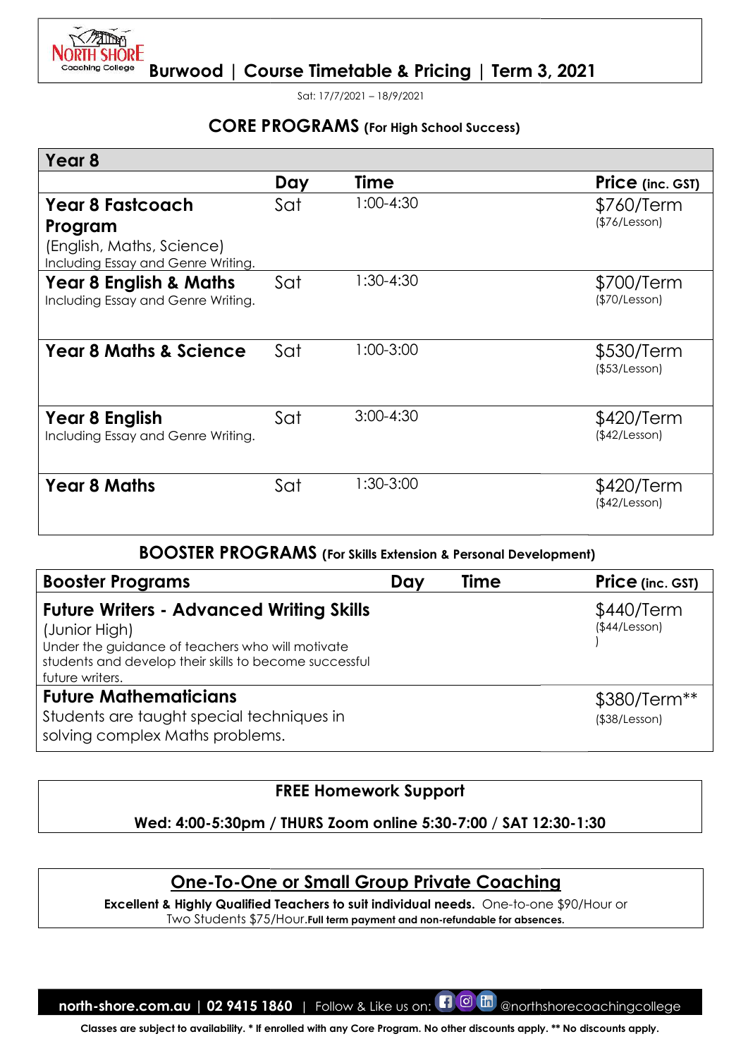# Burwood | Course Timetable & Pricing | Term 3, 2021

Sat: 17/7/2021 – 18/9/2021

## CORE PROGRAMS (For High School Success)

| Year 8 | | | |
|---|---|---|---|
| | **Day** | **Time** | **Price** (inc. GST) |
| **Year 8 Fastcoach Program** (English, Maths, Science) Including Essay and Genre Writing. | Sat | 1:00-4:30 | $760/Term ($76/Lesson) |
| **Year 8 English & Maths** Including Essay and Genre Writing. | Sat | 1:30-4:30 | $700/Term ($70/Lesson) |
| **Year 8 Maths & Science** | Sat | 1:00-3:00 | $530/Term ($53/Lesson) |
| **Year 8 English** Including Essay and Genre Writing. | Sat | 3:00-4:30 | $420/Term ($42/Lesson) |
| **Year 8 Maths** | Sat | 1:30-3:00 | $420/Term ($42/Lesson) |

## BOOSTER PROGRAMS (For Skills Extension & Personal Development)

| Booster Programs | Day | Time | Price (inc. GST) |
|---|---|---|---|
| **Future Writers - Advanced Writing Skills** (Junior High) Under the guidance of teachers who will motivate students and develop their skills to become successful future writers. | | | $440/Term ($44/Lesson) |
| **Future Mathematicians** Students are taught special techniques in solving complex Maths problems. | | | $380/Term** ($38/Lesson) |

**FREE Homework Support**

**Wed: 4:00-5:30pm / THURS Zoom online 5:30-7:00 / SAT 12:30-1:30**

## One-To-One or Small Group Private Coaching

**Excellent & Highly Qualified Teachers to suit individual needs.** One-to-one $90/Hour or Two Students $75/Hour.**Full term payment and non-refundable for absences.**

**north-shore.com.au | 02 9415 1860** | Follow & Like us on: @northshorecoachingcollege

**Classes are subject to availability. * If enrolled with any Core Program. No other discounts apply. ** No discounts apply.**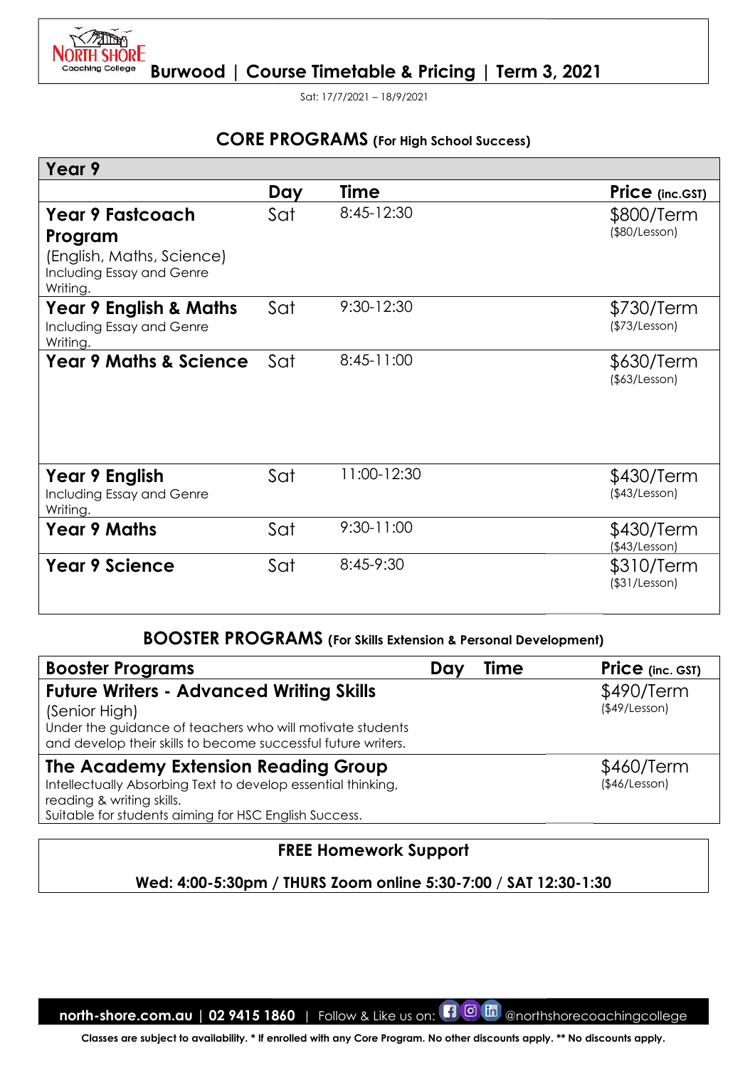# Burwood | Course Timetable & Pricing | Term 3, 2021

Sat: 17/7/2021 – 18/9/2021

## CORE PROGRAMS (For High School Success)

| Year 9 | Day | Time | Price (inc.GST) |
|---|---|---|---|
| **Year 9 Fastcoach Program** (English, Maths, Science) Including Essay and Genre Writing. | Sat | 8:45-12:30 | $800/Term ($80/Lesson) |
| **Year 9 English & Maths** Including Essay and Genre Writing. | Sat | 9:30-12:30 | $730/Term ($73/Lesson) |
| **Year 9 Maths & Science** | Sat | 8:45-11:00 | $630/Term ($63/Lesson) |
| **Year 9 English** Including Essay and Genre Writing. | Sat | 11:00-12:30 | $430/Term ($43/Lesson) |
| **Year 9 Maths** | Sat | 9:30-11:00 | $430/Term ($43/Lesson) |
| **Year 9 Science** | Sat | 8:45-9:30 | $310/Term ($31/Lesson) |

## BOOSTER PROGRAMS (For Skills Extension & Personal Development)

| Booster Programs | Day | Time | Price (inc. GST) |
|---|---|---|---|
| **Future Writers - Advanced Writing Skills** (Senior High) Under the guidance of teachers who will motivate students and develop their skills to become successful future writers. | | | $490/Term ($49/Lesson) |
| **The Academy Extension Reading Group** Intellectually Absorbing Text to develop essential thinking, reading & writing skills. Suitable for students aiming for HSC English Success. | | | $460/Term ($46/Lesson) |

**FREE Homework Support**

**Wed: 4:00-5:30pm / THURS Zoom online 5:30-7:00 / SAT 12:30-1:30**

**north-shore.com.au | 02 9415 1860** | Follow & Like us on: @northshorecoachingcollege

**Classes are subject to availability. * If enrolled with any Core Program. No other discounts apply. ** No discounts apply.**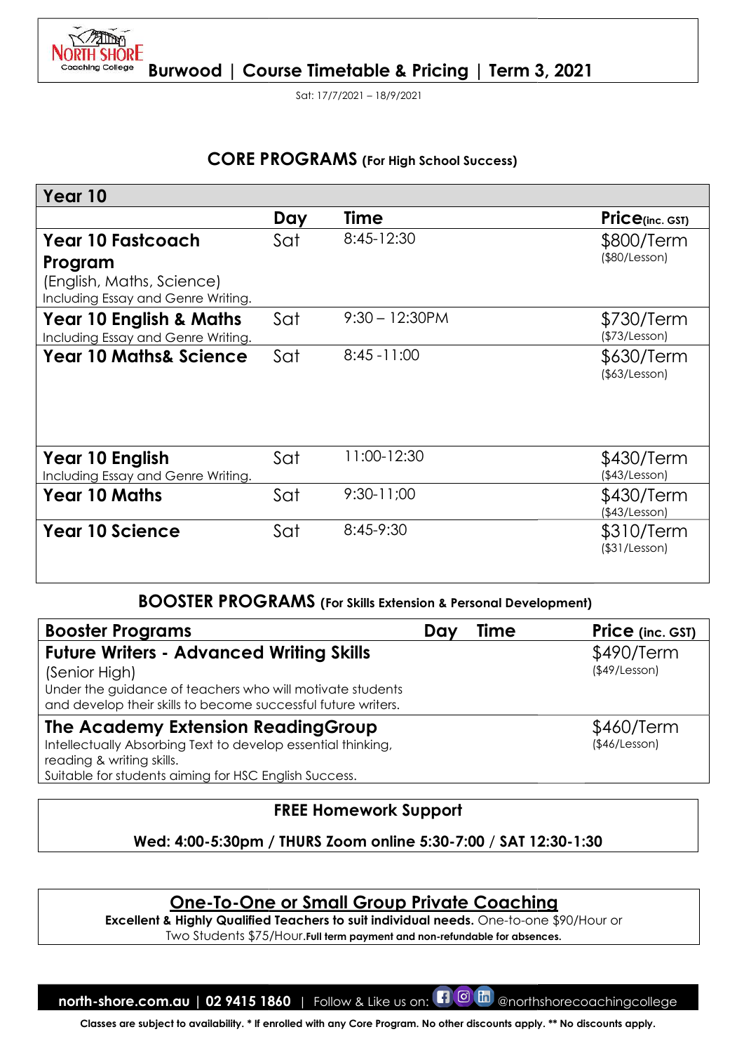# NORTH SHORE Coaching College

## Burwood | Course Timetable & Pricing | Term 3, 2021

Sat: 17/7/2021 – 18/9/2021

## CORE PROGRAMS (For High School Success)

| Year 10 | | | |
|---|---|---|---|
| | **Day** | **Time** | **Price (inc. GST)** |
| **Year 10 Fastcoach Program** (English, Maths, Science) Including Essay and Genre Writing. | Sat | 8:45-12:30 | $800/Term ($80/Lesson) |
| **Year 10 English & Maths** Including Essay and Genre Writing. | Sat | 9:30 – 12:30PM | $730/Term ($73/Lesson) |
| **Year 10 Maths& Science** | Sat | 8:45 -11:00 | $630/Term ($63/Lesson) |
| **Year 10 English** Including Essay and Genre Writing. | Sat | 11:00-12:30 | $430/Term ($43/Lesson) |
| **Year 10 Maths** | Sat | 9:30-11;00 | $430/Term ($43/Lesson) |
| **Year 10 Science** | Sat | 8:45-9:30 | $310/Term ($31/Lesson) |

## BOOSTER PROGRAMS (For Skills Extension & Personal Development)

| Booster Programs | Day | Time | Price (inc. GST) |
|---|---|---|---|
| **Future Writers - Advanced Writing Skills** (Senior High) Under the guidance of teachers who will motivate students and develop their skills to become successful future writers. | | | $490/Term ($49/Lesson) |
| **The Academy Extension ReadingGroup** Intellectually Absorbing Text to develop essential thinking, reading & writing skills. Suitable for students aiming for HSC English Success. | | | $460/Term ($46/Lesson) |

**FREE Homework Support**

**Wed: 4:00-5:30pm / THURS Zoom online 5:30-7:00 / SAT 12:30-1:30**

## One-To-One or Small Group Private Coaching

**Excellent & Highly Qualified Teachers to suit individual needs.** One-to-one $90/Hour or Two Students $75/Hour.**Full term payment and non-refundable for absences.**

**north-shore.com.au | 02 9415 1860** | Follow & Like us on: @northshorecoachingcollege

**Classes are subject to availability. * If enrolled with any Core Program. No other discounts apply. ** No discounts apply.**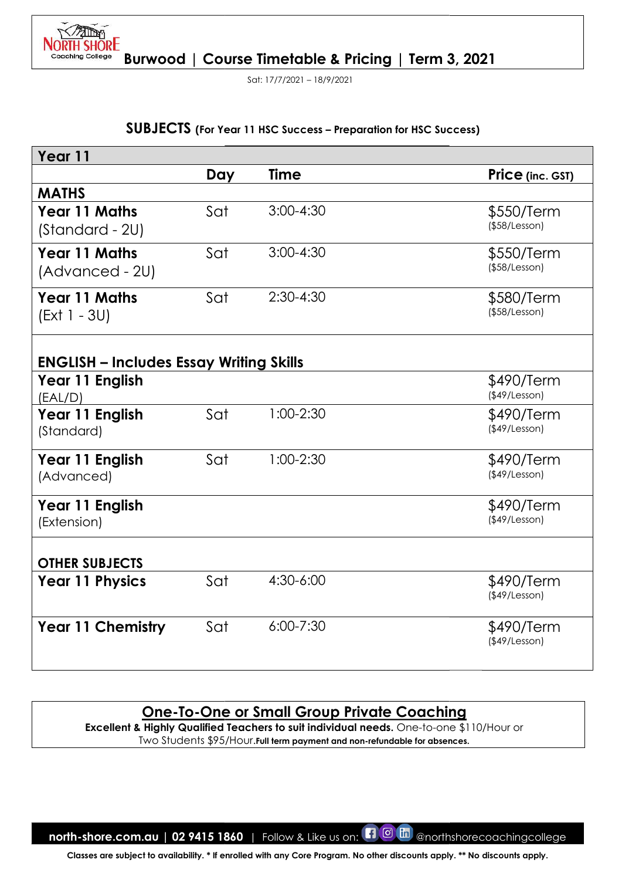NORTH SHORE Coaching College

# Burwood | Course Timetable & Pricing | Term 3, 2021

Sat: 17/7/2021 – 18/9/2021

## SUBJECTS (For Year 11 HSC Success – Preparation for HSC Success)

| Year 11 | | | |
|---|---|---|---|
| | **Day** | **Time** | **Price (inc. GST)** |
| **MATHS** | | | |
| **Year 11 Maths** (Standard - 2U) | Sat | 3:00-4:30 | $550/Term ($58/Lesson) |
| **Year 11 Maths** (Advanced - 2U) | Sat | 3:00-4:30 | $550/Term ($58/Lesson) |
| **Year 11 Maths** (Ext 1 - 3U) | Sat | 2:30-4:30 | $580/Term ($58/Lesson) |
| **ENGLISH – Includes Essay Writing Skills** | | | |
| **Year 11 English** (EAL/D) | | | $490/Term ($49/Lesson) |
| **Year 11 English** (Standard) | Sat | 1:00-2:30 | $490/Term ($49/Lesson) |
| **Year 11 English** (Advanced) | Sat | 1:00-2:30 | $490/Term ($49/Lesson) |
| **Year 11 English** (Extension) | | | $490/Term ($49/Lesson) |
| **OTHER SUBJECTS** | | | |
| **Year 11 Physics** | Sat | 4:30-6:00 | $490/Term ($49/Lesson) |
| **Year 11 Chemistry** | Sat | 6:00-7:30 | $490/Term ($49/Lesson) |

## One-To-One or Small Group Private Coaching

**Excellent & Highly Qualified Teachers to suit individual needs.** One-to-one $110/Hour or Two Students $95/Hour. **Full term payment and non-refundable for absences.**

**north-shore.com.au | 02 9415 1860** | Follow & Like us on: @northshorecoachingcollege

**Classes are subject to availability. * If enrolled with any Core Program. No other discounts apply. ** No discounts apply.**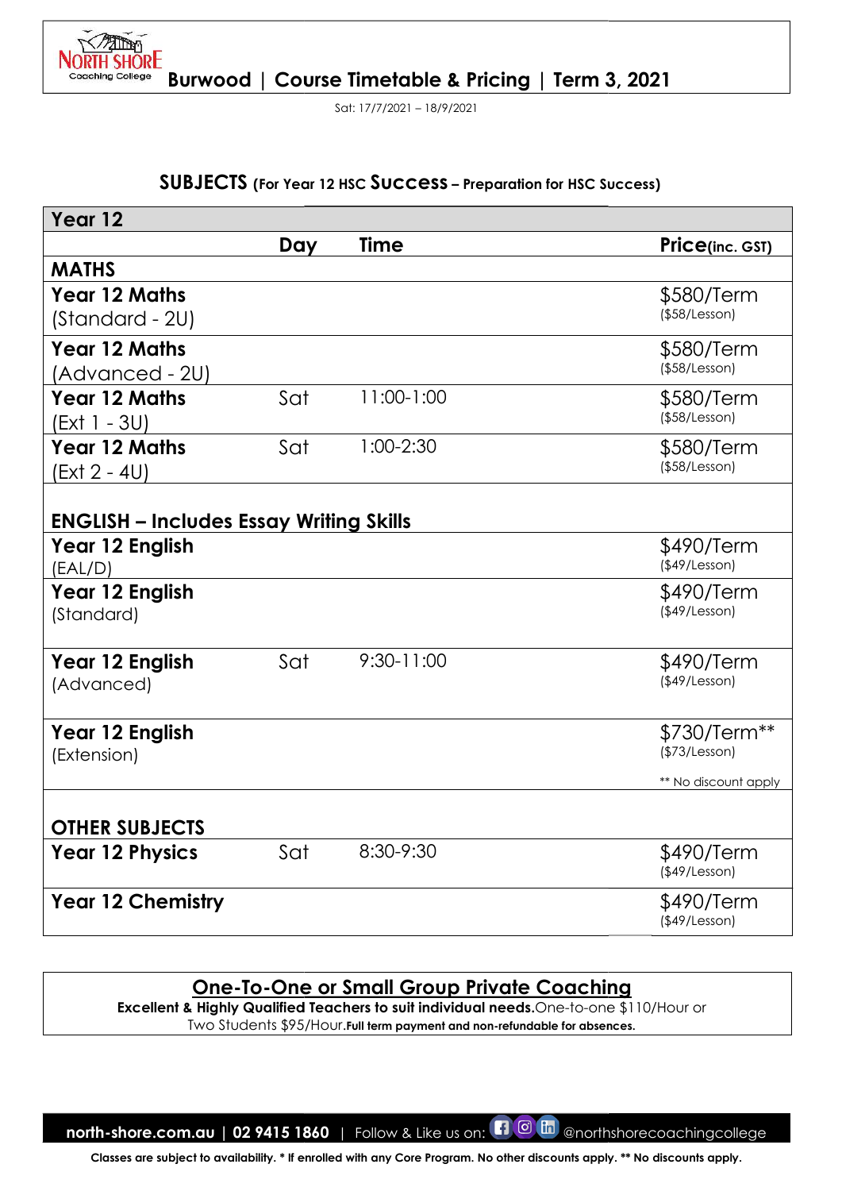# Burwood | Course Timetable & Pricing | Term 3, 2021

Sat: 17/7/2021 – 18/9/2021

## SUBJECTS (For Year 12 HSC Success – Preparation for HSC Success)

| Year 12 | Day | Time | Price(inc. GST) |
|---|---|---|---|
| **MATHS** | | | |
| **Year 12 Maths** (Standard - 2U) | | | $580/Term ($58/Lesson) |
| **Year 12 Maths** (Advanced - 2U) | | | $580/Term ($58/Lesson) |
| **Year 12 Maths** (Ext 1 - 3U) | Sat | 11:00-1:00 | $580/Term ($58/Lesson) |
| **Year 12 Maths** (Ext 2 - 4U) | Sat | 1:00-2:30 | $580/Term ($58/Lesson) |
| **ENGLISH – Includes Essay Writing Skills** | | | |
| **Year 12 English** (EAL/D) | | | $490/Term ($49/Lesson) |
| **Year 12 English** (Standard) | | | $490/Term ($49/Lesson) |
| **Year 12 English** (Advanced) | Sat | 9:30-11:00 | $490/Term ($49/Lesson) |
| **Year 12 English** (Extension) | | | $730/Term** ($73/Lesson) ** No discount apply |
| **OTHER SUBJECTS** | | | |
| **Year 12 Physics** | Sat | 8:30-9:30 | $490/Term ($49/Lesson) |
| **Year 12 Chemistry** | | | $490/Term ($49/Lesson) |

## One-To-One or Small Group Private Coaching

**Excellent & Highly Qualified Teachers to suit individual needs.** One-to-one $110/Hour or Two Students $95/Hour. **Full term payment and non-refundable for absences.**

**north-shore.com.au | 02 9415 1860** | Follow & Like us on: @northshorecoachingcollege

**Classes are subject to availability. * If enrolled with any Core Program. No other discounts apply. ** No discounts apply.**